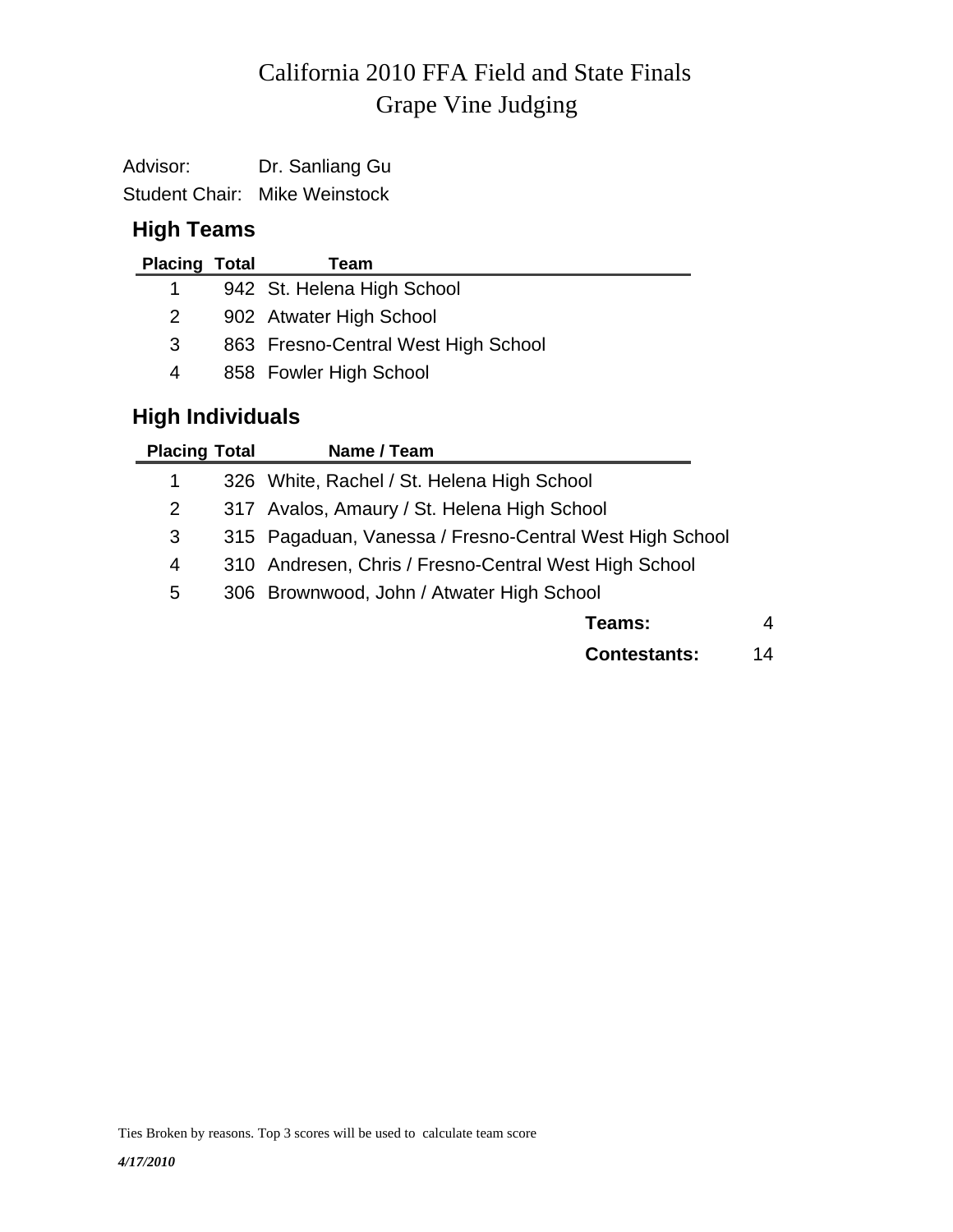# California 2010 FFA Field and State Finals
# Grape Vine Judging

Advisor: Dr. Sanliang Gu

Student Chair: Mike Weinstock

## High Teams

| Placing | Total | Team |
|---|---|---|
| 1 | 942 | St. Helena High School |
| 2 | 902 | Atwater High School |
| 3 | 863 | Fresno-Central West High School |
| 4 | 858 | Fowler High School |

## High Individuals

| Placing | Total | Name / Team |
|---|---|---|
| 1 | 326 | White, Rachel / St. Helena High School |
| 2 | 317 | Avalos, Amaury / St. Helena High School |
| 3 | 315 | Pagaduan, Vanessa / Fresno-Central West High School |
| 4 | 310 | Andresen, Chris / Fresno-Central West High School |
| 5 | 306 | Brownwood, John / Atwater High School |

**Teams:** 4

**Contestants:** 14

Ties Broken by reasons. Top 3 scores will be used to calculate team score

*4/17/2010*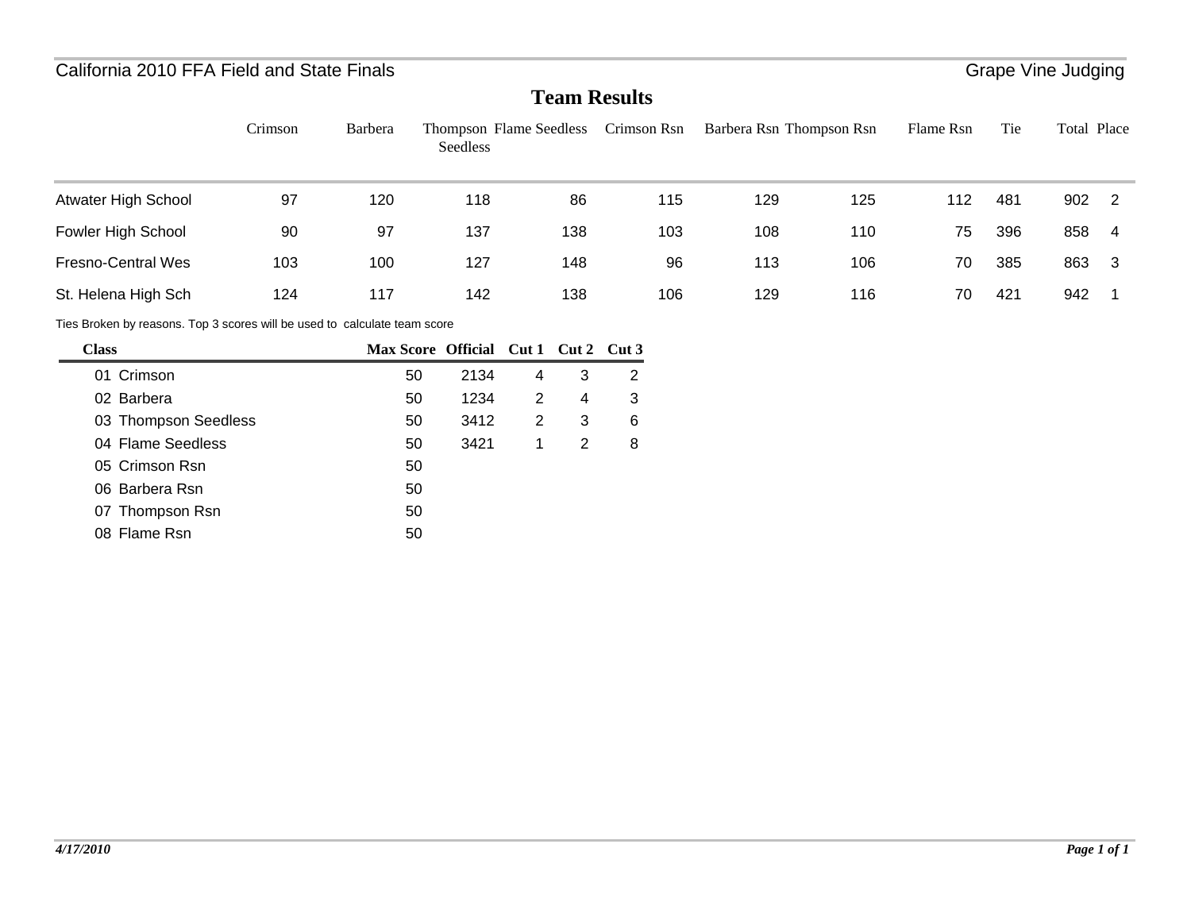California 2010 FFA Field and State Finals

Grape Vine Judging

# Team Results

| | Crimson | Barbera | Thompson Seedless | Flame Seedless | Crimson Rsn | Barbera Rsn | Thompson Rsn | Flame Rsn | Tie | Total | Place |
|---|---|---|---|---|---|---|---|---|---|---|---|
| Atwater High School | 97 | 120 | 118 | 86 | 115 | 129 | 125 | 112 | 481 | 902 | 2 |
| Fowler High School | 90 | 97 | 137 | 138 | 103 | 108 | 110 | 75 | 396 | 858 | 4 |
| Fresno-Central Wes | 103 | 100 | 127 | 148 | 96 | 113 | 106 | 70 | 385 | 863 | 3 |
| St. Helena High Sch | 124 | 117 | 142 | 138 | 106 | 129 | 116 | 70 | 421 | 942 | 1 |

Ties Broken by reasons. Top 3 scores will be used to calculate team score

| Class | Max Score | Official | Cut 1 | Cut 2 | Cut 3 |
|---|---|---|---|---|---|
| 01 Crimson | 50 | 2134 | 4 | 3 | 2 |
| 02 Barbera | 50 | 1234 | 2 | 4 | 3 |
| 03 Thompson Seedless | 50 | 3412 | 2 | 3 | 6 |
| 04 Flame Seedless | 50 | 3421 | 1 | 2 | 8 |
| 05 Crimson Rsn | 50 | | | | |
| 06 Barbera Rsn | 50 | | | | |
| 07 Thompson Rsn | 50 | | | | |
| 08 Flame Rsn | 50 | | | | |

*4/17/2010*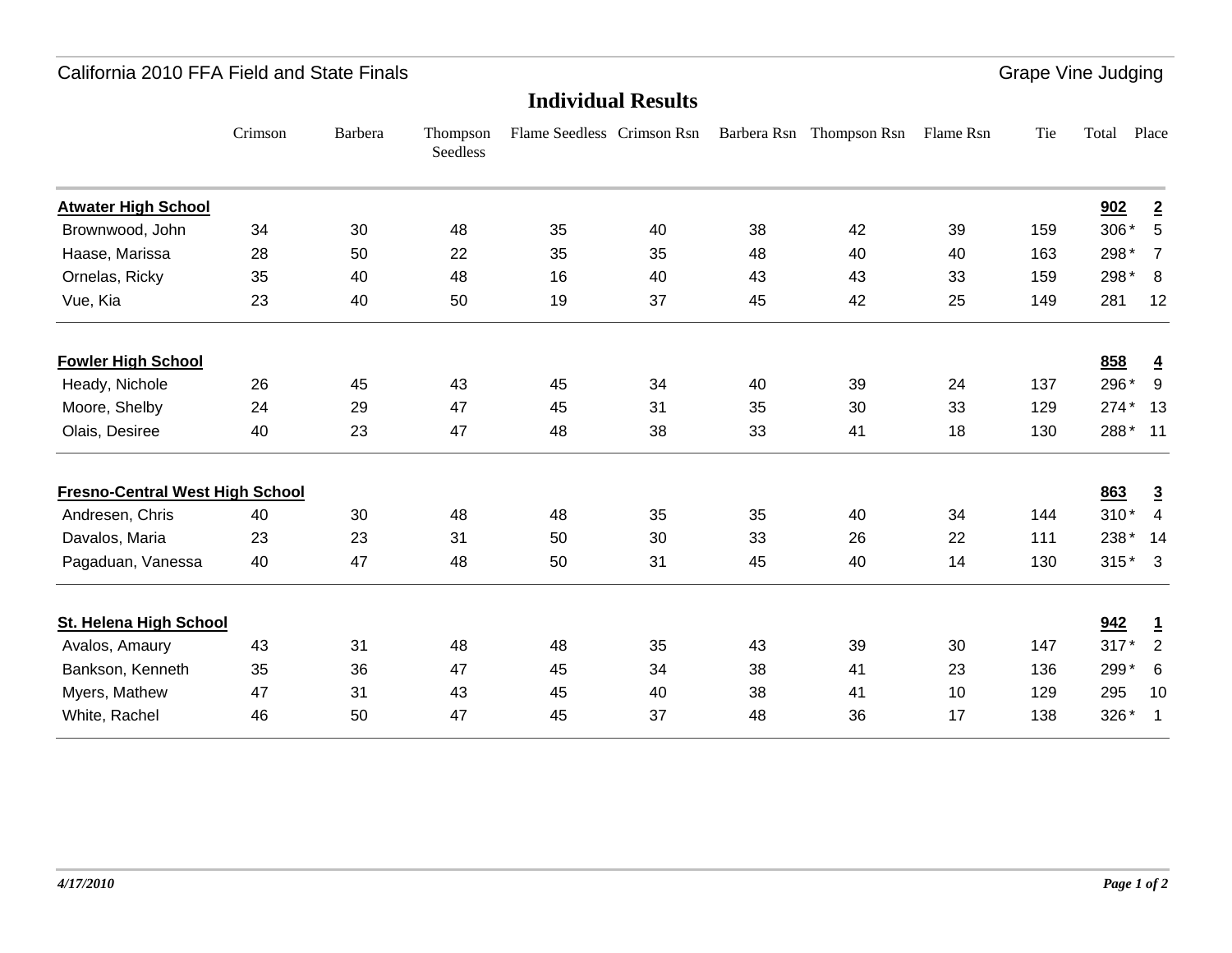California 2010 FFA Field and State Finals

Grape Vine Judging

## Individual Results

| | Crimson | Barbera | Thompson Seedless | Flame Seedless | Crimson Rsn | Barbera Rsn | Thompson Rsn | Flame Rsn | Tie | Total | Place |
|---|---|---|---|---|---|---|---|---|---|---|---|
| **Atwater High School** | | | | | | | | | | **902** | **2** |
| Brownwood, John | 34 | 30 | 48 | 35 | 40 | 38 | 42 | 39 | 159 | 306* | 5 |
| Haase, Marissa | 28 | 50 | 22 | 35 | 35 | 48 | 40 | 40 | 163 | 298* | 7 |
| Ornelas, Ricky | 35 | 40 | 48 | 16 | 40 | 43 | 43 | 33 | 159 | 298* | 8 |
| Vue, Kia | 23 | 40 | 50 | 19 | 37 | 45 | 42 | 25 | 149 | 281 | 12 |
| **Fowler High School** | | | | | | | | | | **858** | **4** |
| Heady, Nichole | 26 | 45 | 43 | 45 | 34 | 40 | 39 | 24 | 137 | 296* | 9 |
| Moore, Shelby | 24 | 29 | 47 | 45 | 31 | 35 | 30 | 33 | 129 | 274* | 13 |
| Olais, Desiree | 40 | 23 | 47 | 48 | 38 | 33 | 41 | 18 | 130 | 288* | 11 |
| **Fresno-Central West High School** | | | | | | | | | | **863** | **3** |
| Andresen, Chris | 40 | 30 | 48 | 48 | 35 | 35 | 40 | 34 | 144 | 310* | 4 |
| Davalos, Maria | 23 | 23 | 31 | 50 | 30 | 33 | 26 | 22 | 111 | 238* | 14 |
| Pagaduan, Vanessa | 40 | 47 | 48 | 50 | 31 | 45 | 40 | 14 | 130 | 315* | 3 |
| **St. Helena High School** | | | | | | | | | | **942** | **1** |
| Avalos, Amaury | 43 | 31 | 48 | 48 | 35 | 43 | 39 | 30 | 147 | 317* | 2 |
| Bankson, Kenneth | 35 | 36 | 47 | 45 | 34 | 38 | 41 | 23 | 136 | 299* | 6 |
| Myers, Mathew | 47 | 31 | 43 | 45 | 40 | 38 | 41 | 10 | 129 | 295 | 10 |
| White, Rachel | 46 | 50 | 47 | 45 | 37 | 48 | 36 | 17 | 138 | 326* | 1 |

*4/17/2010*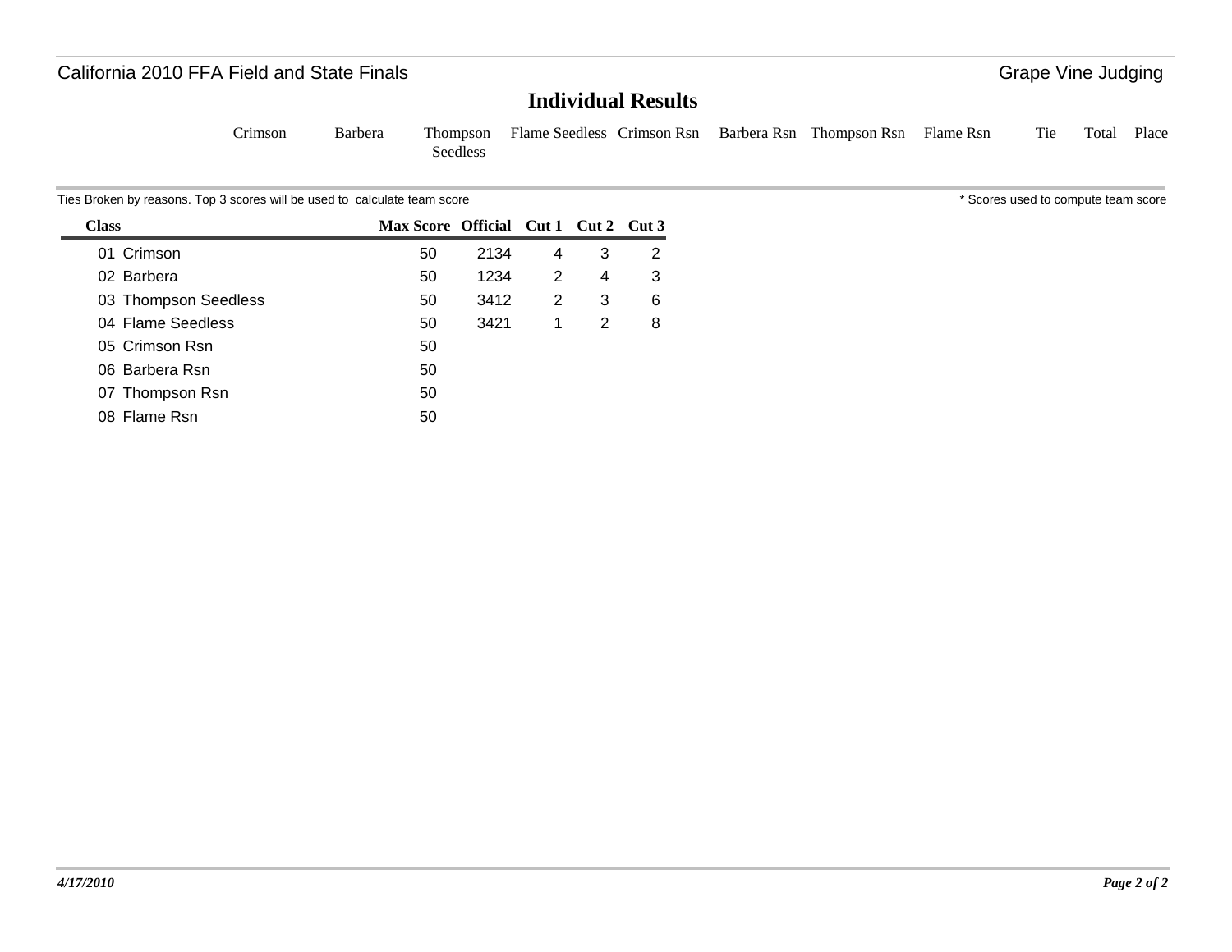## Individual Results

| Crimson | Barbera | Thompson Seedless | Flame Seedless | Crimson Rsn | Barbera Rsn | Thompson Rsn | Flame Rsn | Tie | Total | Place |
|---|---|---|---|---|---|---|---|---|---|---|

Ties Broken by reasons. Top 3 scores will be used to calculate team score

\* Scores used to compute team score

| Class | Max Score | Official | Cut 1 | Cut 2 | Cut 3 |
|---|---|---|---|---|---|
| 01 Crimson | 50 | 2134 | 4 | 3 | 2 |
| 02 Barbera | 50 | 1234 | 2 | 4 | 3 |
| 03 Thompson Seedless | 50 | 3412 | 2 | 3 | 6 |
| 04 Flame Seedless | 50 | 3421 | 1 | 2 | 8 |
| 05 Crimson Rsn | 50 | | | | |
| 06 Barbera Rsn | 50 | | | | |
| 07 Thompson Rsn | 50 | | | | |
| 08 Flame Rsn | 50 | | | | |

*4/17/2010*